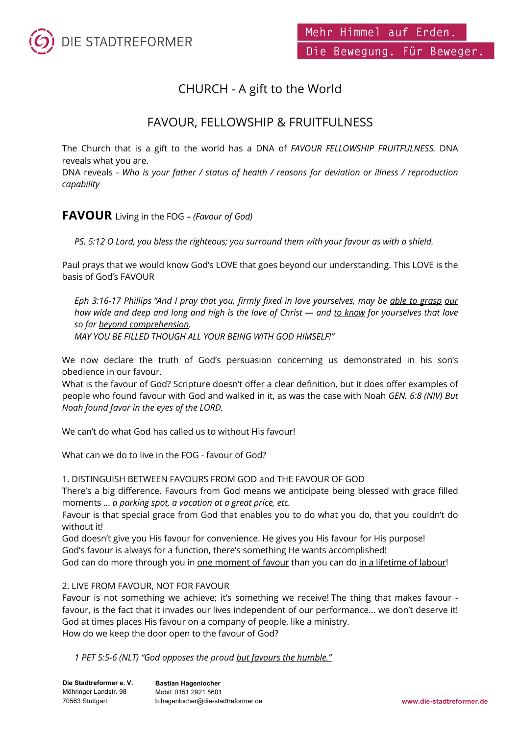# CHURCH - A gift to the World

## FAVOUR, FELLOWSHIP & FRUITFULNESS

The Church that is a gift to the world has a DNA of *FAVOUR FELLOWSHIP FRUITFULNESS.* DNA reveals what you are.
DNA reveals - *Who is your father / status of health / reasons for deviation or illness / reproduction capability*

### **FAVOUR** Living in the FOG – *(Favour of God)*

> *PS. 5:12 O Lord, you bless the righteous; you surround them with your favour as with a shield.*

Paul prays that we would know God's LOVE that goes beyond our understanding. This LOVE is the basis of God's FAVOUR

> *Eph 3:16-17 Phillips "And I pray that you, firmly fixed in love yourselves, may be able to grasp our how wide and deep and long and high is the love of Christ — and to know for yourselves that love so far beyond comprehension.*
> *MAY YOU BE FILLED THOUGH ALL YOUR BEING WITH GOD HIMSELF!"*

We now declare the truth of God's persuasion concerning us demonstrated in his son's obedience in our favour.
What is the favour of God? Scripture doesn't offer a clear definition, but it does offer examples of people who found favour with God and walked in it, as was the case with Noah *GEN. 6:8 (NIV) But Noah found favor in the eyes of the LORD.*

We can't do what God has called us to without His favour!

What can we do to live in the FOG - favour of God?

1. DISTINGUISH BETWEEN FAVOURS FROM GOD and THE FAVOUR OF GOD
There's a big difference. Favours from God means we anticipate being blessed with grace filled moments … *a parking spot, a vacation at a great price, etc.*
Favour is that special grace from God that enables you to do what you do, that you couldn't do without it!
God doesn't give you His favour for convenience. He gives you His favour for His purpose!
God's favour is always for a function, there's something He wants accomplished!
God can do more through you in one moment of favour than you can do in a lifetime of labour!

2. LIVE FROM FAVOUR, NOT FOR FAVOUR
Favour is not something we achieve; it's something we receive! The thing that makes favour - favour, is the fact that it invades our lives independent of our performance… we don't deserve it!
God at times places His favour on a company of people, like a ministry.
How do we keep the door open to the favour of God?

> *1 PET 5:5-6 (NLT) "God opposes the proud but favours the humble."*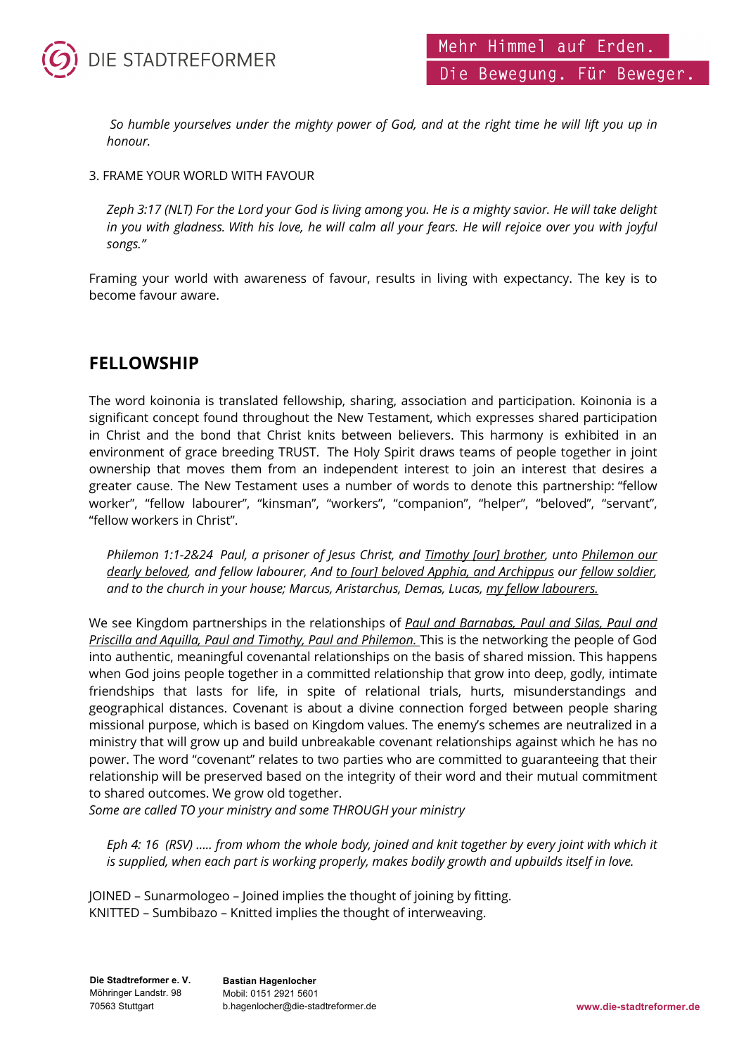*So humble yourselves under the mighty power of God, and at the right time he will lift you up in honour.*

3. FRAME YOUR WORLD WITH FAVOUR

*Zeph 3:17 (NLT) For the Lord your God is living among you. He is a mighty savior. He will take delight in you with gladness. With his love, he will calm all your fears. He will rejoice over you with joyful songs."*

Framing your world with awareness of favour, results in living with expectancy. The key is to become favour aware.

## FELLOWSHIP

The word koinonia is translated fellowship, sharing, association and participation. Koinonia is a significant concept found throughout the New Testament, which expresses shared participation in Christ and the bond that Christ knits between believers. This harmony is exhibited in an environment of grace breeding TRUST. The Holy Spirit draws teams of people together in joint ownership that moves them from an independent interest to join an interest that desires a greater cause. The New Testament uses a number of words to denote this partnership: "fellow worker", "fellow labourer", "kinsman", "workers", "companion", "helper", "beloved", "servant", "fellow workers in Christ".

*Philemon 1:1-2&24 Paul, a prisoner of Jesus Christ, and <u>Timothy [our] brother</u>, unto <u>Philemon our dearly beloved</u>, and fellow labourer, And <u>to [our] beloved Apphia, and Archippus</u> our <u>fellow soldier</u>, and to the church in your house; Marcus, Aristarchus, Demas, Lucas, <u>my fellow labourers.</u>*

We see Kingdom partnerships in the relationships of <u>*Paul and Barnabas, Paul and Silas, Paul and Priscilla and Aquilla, Paul and Timothy, Paul and Philemon.*</u> This is the networking the people of God into authentic, meaningful covenantal relationships on the basis of shared mission. This happens when God joins people together in a committed relationship that grow into deep, godly, intimate friendships that lasts for life, in spite of relational trials, hurts, misunderstandings and geographical distances. Covenant is about a divine connection forged between people sharing missional purpose, which is based on Kingdom values. The enemy's schemes are neutralized in a ministry that will grow up and build unbreakable covenant relationships against which he has no power. The word "covenant" relates to two parties who are committed to guaranteeing that their relationship will be preserved based on the integrity of their word and their mutual commitment to shared outcomes. We grow old together.
*Some are called TO your ministry and some THROUGH your ministry*

*Eph 4: 16 (RSV) ..... from whom the whole body, joined and knit together by every joint with which it is supplied, when each part is working properly, makes bodily growth and upbuilds itself in love.*

JOINED – Sunarmologeo – Joined implies the thought of joining by fitting.
KNITTED – Sumbibazo – Knitted implies the thought of interweaving.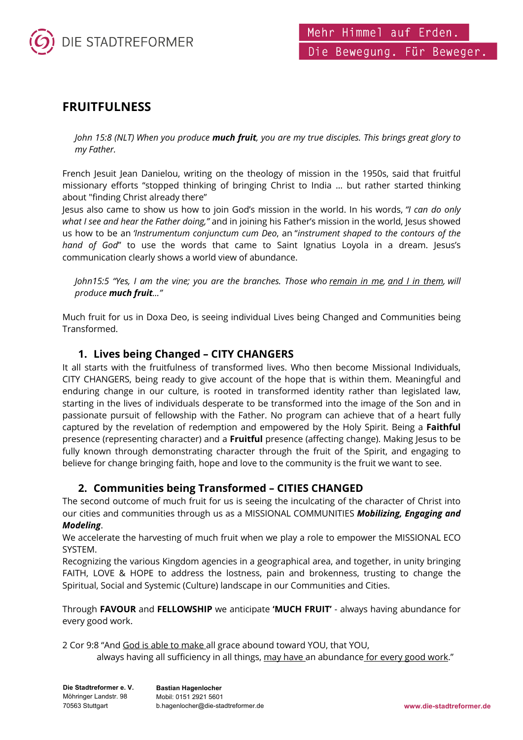# FRUITFULNESS

> *John 15:8 (NLT) When you produce* ***much fruit****, you are my true disciples. This brings great glory to my Father.*

French Jesuit Jean Danielou, writing on the theology of mission in the 1950s, said that fruitful missionary efforts "stopped thinking of bringing Christ to India … but rather started thinking about "finding Christ already there"

Jesus also came to show us how to join God's mission in the world. In his words, *"I can do only what I see and hear the Father doing,"* and in joining his Father's mission in the world, Jesus showed us how to be an *'Instrumentum conjunctum cum Deo*, an "*instrument shaped to the contours of the hand of God*" to use the words that came to Saint Ignatius Loyola in a dream. Jesus's communication clearly shows a world view of abundance.

> *John15:5 "Yes, I am the vine; you are the branches. Those who <u>remain in me</u>, <u>and I in them</u>, will produce* ***much fruit****…"*

Much fruit for us in Doxa Deo, is seeing individual Lives being Changed and Communities being Transformed.

## 1. Lives being Changed – CITY CHANGERS

It all starts with the fruitfulness of transformed lives. Who then become Missional Individuals, CITY CHANGERS, being ready to give account of the hope that is within them. Meaningful and enduring change in our culture, is rooted in transformed identity rather than legislated law, starting in the lives of individuals desperate to be transformed into the image of the Son and in passionate pursuit of fellowship with the Father. No program can achieve that of a heart fully captured by the revelation of redemption and empowered by the Holy Spirit. Being a **Faithful** presence (representing character) and a **Fruitful** presence (affecting change). Making Jesus to be fully known through demonstrating character through the fruit of the Spirit, and engaging to believe for change bringing faith, hope and love to the community is the fruit we want to see.

## 2. Communities being Transformed – CITIES CHANGED

The second outcome of much fruit for us is seeing the inculcating of the character of Christ into our cities and communities through us as a MISSIONAL COMMUNITIES ***Mobilizing, Engaging and Modeling***.

We accelerate the harvesting of much fruit when we play a role to empower the MISSIONAL ECO SYSTEM.

Recognizing the various Kingdom agencies in a geographical area, and together, in unity bringing FAITH, LOVE & HOPE to address the lostness, pain and brokenness, trusting to change the Spiritual, Social and Systemic (Culture) landscape in our Communities and Cities.

Through **FAVOUR** and **FELLOWSHIP** we anticipate **'MUCH FRUIT'** - always having abundance for every good work.

2 Cor 9:8 "And <u>God is able to make </u>all grace abound toward YOU, that YOU,
always having all sufficiency in all things, <u>may have </u>an abundance<u> for every good work</u>."